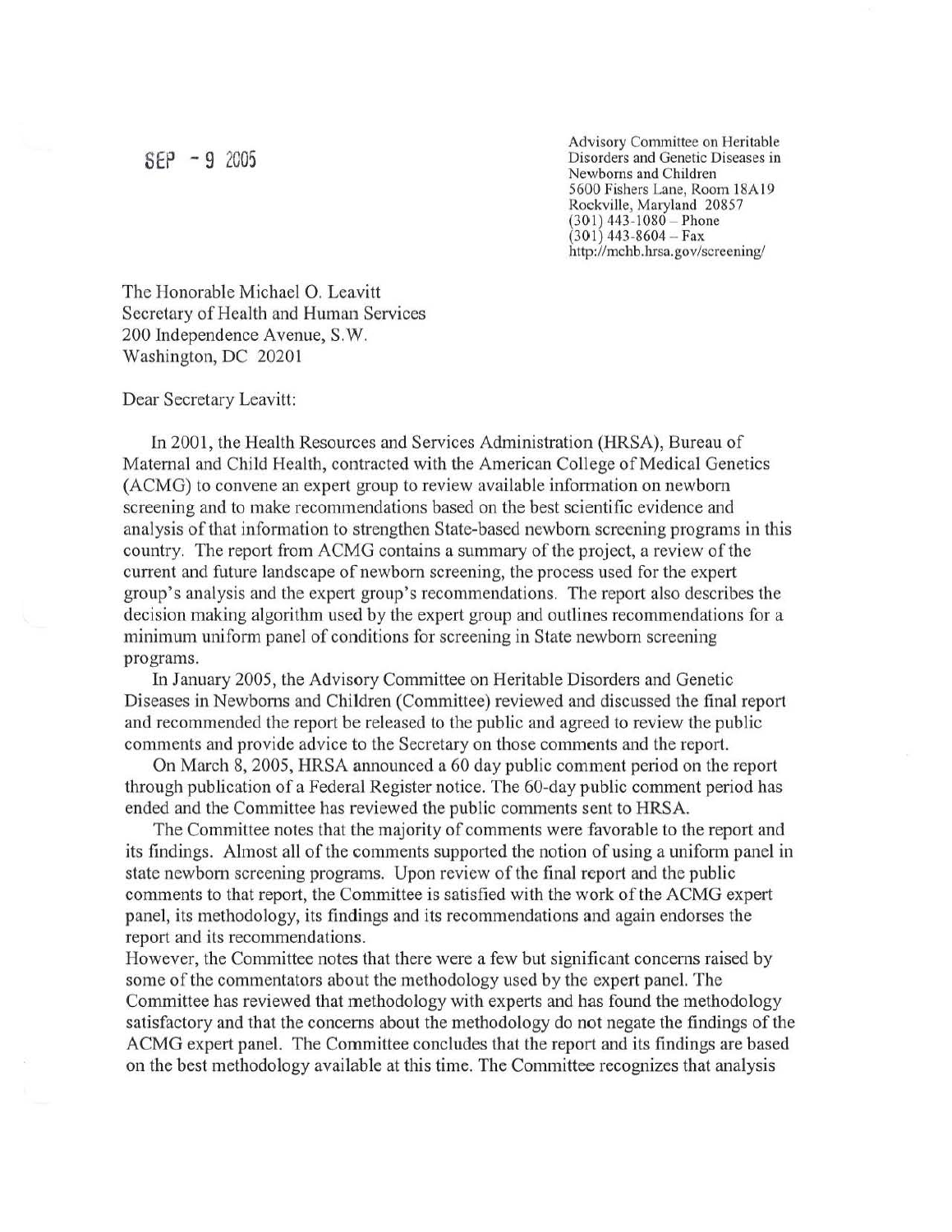SEP - 9 2005

Advisory Committee on Heritable Disorders and Genetic Diseases in Newborns and Children
5600 Fishers Lane, Room 18A19
Rockville, Maryland 20857
(301) 443-1080 – Phone
(301) 443-8604 – Fax
http://mchb.hrsa.gov/screening/

The Honorable Michael O. Leavitt
Secretary of Health and Human Services
200 Independence Avenue, S.W.
Washington, DC 20201

Dear Secretary Leavitt:

In 2001, the Health Resources and Services Administration (HRSA), Bureau of Maternal and Child Health, contracted with the American College of Medical Genetics (ACMG) to convene an expert group to review available information on newborn screening and to make recommendations based on the best scientific evidence and analysis of that information to strengthen State-based newborn screening programs in this country. The report from ACMG contains a summary of the project, a review of the current and future landscape of newborn screening, the process used for the expert group's analysis and the expert group's recommendations. The report also describes the decision making algorithm used by the expert group and outlines recommendations for a minimum uniform panel of conditions for screening in State newborn screening programs.

In January 2005, the Advisory Committee on Heritable Disorders and Genetic Diseases in Newborns and Children (Committee) reviewed and discussed the final report and recommended the report be released to the public and agreed to review the public comments and provide advice to the Secretary on those comments and the report.

On March 8, 2005, HRSA announced a 60 day public comment period on the report through publication of a Federal Register notice. The 60-day public comment period has ended and the Committee has reviewed the public comments sent to HRSA.

The Committee notes that the majority of comments were favorable to the report and its findings. Almost all of the comments supported the notion of using a uniform panel in state newborn screening programs. Upon review of the final report and the public comments to that report, the Committee is satisfied with the work of the ACMG expert panel, its methodology, its findings and its recommendations and again endorses the report and its recommendations.

However, the Committee notes that there were a few but significant concerns raised by some of the commentators about the methodology used by the expert panel. The Committee has reviewed that methodology with experts and has found the methodology satisfactory and that the concerns about the methodology do not negate the findings of the ACMG expert panel. The Committee concludes that the report and its findings are based on the best methodology available at this time. The Committee recognizes that analysis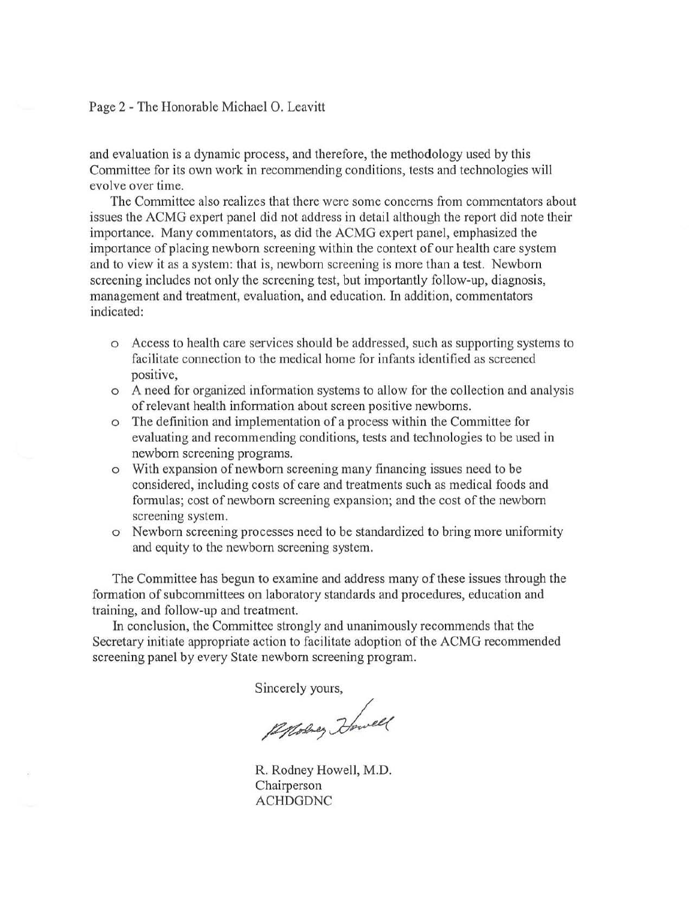and evaluation is a dynamic process, and therefore, the methodology used by this Committee for its own work in recommending conditions, tests and technologies will evolve over time.

The Committee also realizes that there were some concerns from commentators about issues the ACMG expert panel did not address in detail although the report did note their importance. Many commentators, as did the ACMG expert panel, emphasized the importance of placing newborn screening within the context of our health care system and to view it as a system: that is, newborn screening is more than a test. Newborn screening includes not only the screening test, but importantly follow-up, diagnosis, management and treatment, evaluation, and education. In addition, commentators indicated:

- Access to health care services should be addressed, such as supporting systems to facilitate connection to the medical home for infants identified as screened positive,
- A need for organized information systems to allow for the collection and analysis of relevant health information about screen positive newborns.
- The definition and implementation of a process within the Committee for evaluating and recommending conditions, tests and technologies to be used in newborn screening programs.
- With expansion of newborn screening many financing issues need to be considered, including costs of care and treatments such as medical foods and formulas; cost of newborn screening expansion; and the cost of the newborn screening system.
- Newborn screening processes need to be standardized to bring more uniformity and equity to the newborn screening system.

The Committee has begun to examine and address many of these issues through the formation of subcommittees on laboratory standards and procedures, education and training, and follow-up and treatment.

In conclusion, the Committee strongly and unanimously recommends that the Secretary initiate appropriate action to facilitate adoption of the ACMG recommended screening panel by every State newborn screening program.

Sincerely yours,

R. Rodney Howell, M.D.
Chairperson
ACHDGDNC